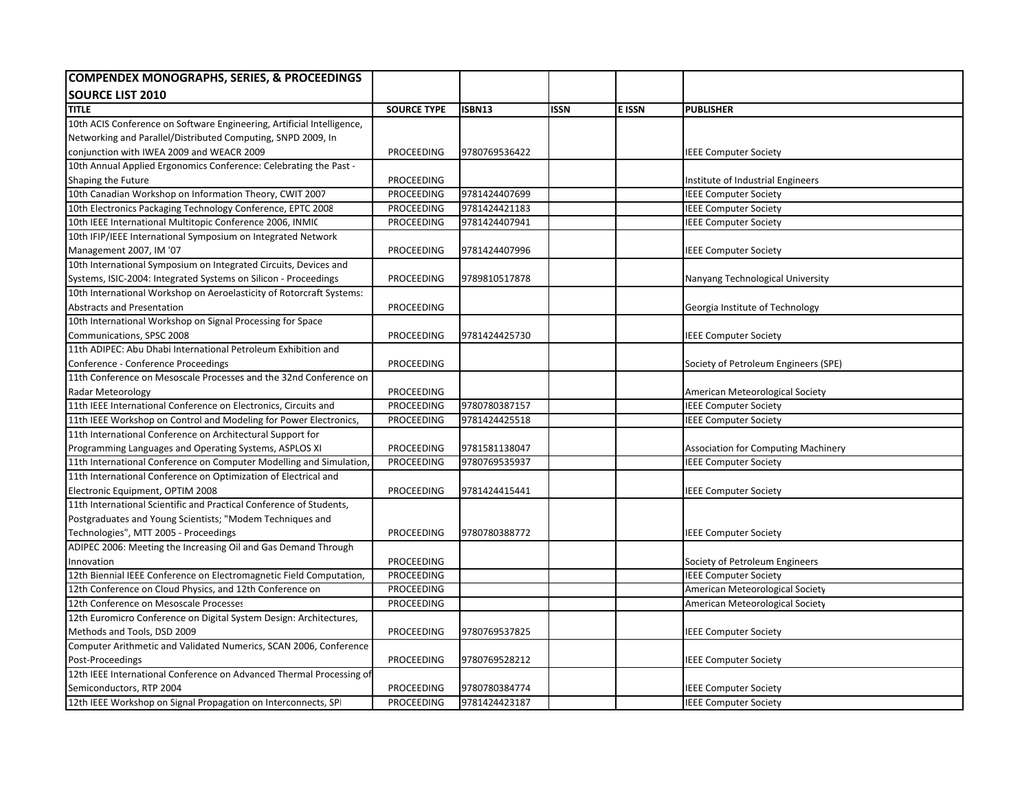| COMPENDEX MONOGRAPHS, SERIES, & PROCEEDINGS SOURCE LIST 2010 | | | | | |
|---|---|---|---|---|---|
| **TITLE** | **SOURCE TYPE** | **ISBN13** | **ISSN** | **E ISSN** | **PUBLISHER** |
| 10th ACIS Conference on Software Engineering, Artificial Intelligence, Networking and Parallel/Distributed Computing, SNPD 2009, In conjunction with IWEA 2009 and WEACR 2009 | PROCEEDING | 9780769536422 | | | IEEE Computer Society |
| 10th Annual Applied Ergonomics Conference: Celebrating the Past - Shaping the Future | PROCEEDING | | | | Institute of Industrial Engineers |
| 10th Canadian Workshop on Information Theory, CWIT 2007 | PROCEEDING | 9781424407699 | | | IEEE Computer Society |
| 10th Electronics Packaging Technology Conference, EPTC 2008 | PROCEEDING | 9781424421183 | | | IEEE Computer Society |
| 10th IEEE International Multitopic Conference 2006, INMIC | PROCEEDING | 9781424407941 | | | IEEE Computer Society |
| 10th IFIP/IEEE International Symposium on Integrated Network Management 2007, IM '07 | PROCEEDING | 9781424407996 | | | IEEE Computer Society |
| 10th International Symposium on Integrated Circuits, Devices and Systems, ISIC-2004: Integrated Systems on Silicon - Proceedings | PROCEEDING | 9789810517878 | | | Nanyang Technological University |
| 10th International Workshop on Aeroelasticity of Rotorcraft Systems: Abstracts and Presentation | PROCEEDING | | | | Georgia Institute of Technology |
| 10th International Workshop on Signal Processing for Space Communications, SPSC 2008 | PROCEEDING | 9781424425730 | | | IEEE Computer Society |
| 11th ADIPEC: Abu Dhabi International Petroleum Exhibition and Conference - Conference Proceedings | PROCEEDING | | | | Society of Petroleum Engineers (SPE) |
| 11th Conference on Mesoscale Processes and the 32nd Conference on Radar Meteorology | PROCEEDING | | | | American Meteorological Society |
| 11th IEEE International Conference on Electronics, Circuits and | PROCEEDING | 9780780387157 | | | IEEE Computer Society |
| 11th IEEE Workshop on Control and Modeling for Power Electronics, | PROCEEDING | 9781424425518 | | | IEEE Computer Society |
| 11th International Conference on Architectural Support for Programming Languages and Operating Systems, ASPLOS XI | PROCEEDING | 9781581138047 | | | Association for Computing Machinery |
| 11th International Conference on Computer Modelling and Simulation, | PROCEEDING | 9780769535937 | | | IEEE Computer Society |
| 11th International Conference on Optimization of Electrical and Electronic Equipment, OPTIM 2008 | PROCEEDING | 9781424415441 | | | IEEE Computer Society |
| 11th International Scientific and Practical Conference of Students, Postgraduates and Young Scientists; "Modem Techniques and Technologies", MTT 2005 - Proceedings | PROCEEDING | 9780780388772 | | | IEEE Computer Society |
| ADIPEC 2006: Meeting the Increasing Oil and Gas Demand Through Innovation | PROCEEDING | | | | Society of Petroleum Engineers |
| 12th Biennial IEEE Conference on Electromagnetic Field Computation, | PROCEEDING | | | | IEEE Computer Society |
| 12th Conference on Cloud Physics, and 12th Conference on | PROCEEDING | | | | American Meteorological Society |
| 12th Conference on Mesoscale Processes | PROCEEDING | | | | American Meteorological Society |
| 12th Euromicro Conference on Digital System Design: Architectures, Methods and Tools, DSD 2009 | PROCEEDING | 9780769537825 | | | IEEE Computer Society |
| Computer Arithmetic and Validated Numerics, SCAN 2006, Conference Post-Proceedings | PROCEEDING | 9780769528212 | | | IEEE Computer Society |
| 12th IEEE International Conference on Advanced Thermal Processing of Semiconductors, RTP 2004 | PROCEEDING | 9780780384774 | | | IEEE Computer Society |
| 12th IEEE Workshop on Signal Propagation on Interconnects, SPI | PROCEEDING | 9781424423187 | | | IEEE Computer Society |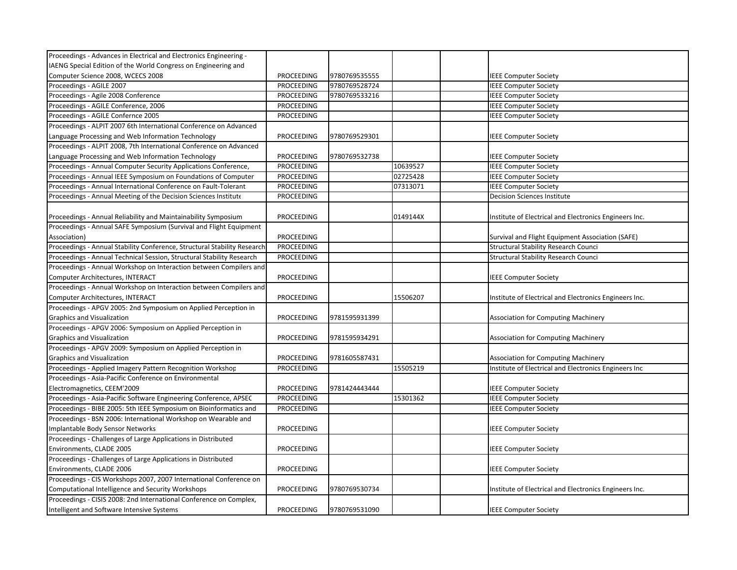| | | | | | |
|---|---|---|---|---|---|
| Proceedings - Advances in Electrical and Electronics Engineering - IAENG Special Edition of the World Congress on Engineering and Computer Science 2008, WCECS 2008 | PROCEEDING | 9780769535555 | | | IEEE Computer Society |
| Proceedings - AGILE 2007 | PROCEEDING | 9780769528724 | | | IEEE Computer Society |
| Proceedings - Agile 2008 Conference | PROCEEDING | 9780769533216 | | | IEEE Computer Society |
| Proceedings - AGILE Conference, 2006 | PROCEEDING | | | | IEEE Computer Society |
| Proceedings - AGILE Confernce 2005 | PROCEEDING | | | | IEEE Computer Society |
| Proceedings - ALPIT 2007 6th International Conference on Advanced Language Processing and Web Information Technology | PROCEEDING | 9780769529301 | | | IEEE Computer Society |
| Proceedings - ALPIT 2008, 7th International Conference on Advanced Language Processing and Web Information Technology | PROCEEDING | 9780769532738 | | | IEEE Computer Society |
| Proceedings - Annual Computer Security Applications Conference, | PROCEEDING | | 10639527 | | IEEE Computer Society |
| Proceedings - Annual IEEE Symposium on Foundations of Computer | PROCEEDING | | 02725428 | | IEEE Computer Society |
| Proceedings - Annual International Conference on Fault-Tolerant | PROCEEDING | | 07313071 | | IEEE Computer Society |
| Proceedings - Annual Meeting of the Decision Sciences Institute | PROCEEDING | | | | Decision Sciences Institute |
| Proceedings - Annual Reliability and Maintainability Symposium | PROCEEDING | | 0149144X | | Institute of Electrical and Electronics Engineers Inc. |
| Proceedings - Annual SAFE Symposium (Survival and Flight Equipment Association) | PROCEEDING | | | | Survival and Flight Equipment Association (SAFE) |
| Proceedings - Annual Stability Conference, Structural Stability Research | PROCEEDING | | | | Structural Stability Research Counci |
| Proceedings - Annual Technical Session, Structural Stability Research | PROCEEDING | | | | Structural Stability Research Counci |
| Proceedings - Annual Workshop on Interaction between Compilers and Computer Architectures, INTERACT | PROCEEDING | | | | IEEE Computer Society |
| Proceedings - Annual Workshop on Interaction between Compilers and Computer Architectures, INTERACT | PROCEEDING | | 15506207 | | Institute of Electrical and Electronics Engineers Inc. |
| Proceedings - APGV 2005: 2nd Symposium on Applied Perception in Graphics and Visualization | PROCEEDING | 9781595931399 | | | Association for Computing Machinery |
| Proceedings - APGV 2006: Symposium on Applied Perception in Graphics and Visualization | PROCEEDING | 9781595934291 | | | Association for Computing Machinery |
| Proceedings - APGV 2009: Symposium on Applied Perception in Graphics and Visualization | PROCEEDING | 9781605587431 | | | Association for Computing Machinery |
| Proceedings - Applied Imagery Pattern Recognition Workshop | PROCEEDING | | 15505219 | | Institute of Electrical and Electronics Engineers Inc |
| Proceedings - Asia-Pacific Conference on Environmental Electromagnetics, CEEM'2009 | PROCEEDING | 9781424443444 | | | IEEE Computer Society |
| Proceedings - Asia-Pacific Software Engineering Conference, APSEC | PROCEEDING | | 15301362 | | IEEE Computer Society |
| Proceedings - BIBE 2005: 5th IEEE Symposium on Bioinformatics and | PROCEEDING | | | | IEEE Computer Society |
| Proceedings - BSN 2006: International Workshop on Wearable and Implantable Body Sensor Networks | PROCEEDING | | | | IEEE Computer Society |
| Proceedings - Challenges of Large Applications in Distributed Environments, CLADE 2005 | PROCEEDING | | | | IEEE Computer Society |
| Proceedings - Challenges of Large Applications in Distributed Environments, CLADE 2006 | PROCEEDING | | | | IEEE Computer Society |
| Proceedings - CIS Workshops 2007, 2007 International Conference on Computational Intelligence and Security Workshops | PROCEEDING | 9780769530734 | | | Institute of Electrical and Electronics Engineers Inc. |
| Proceedings - CISIS 2008: 2nd International Conference on Complex, Intelligent and Software Intensive Systems | PROCEEDING | 9780769531090 | | | IEEE Computer Society |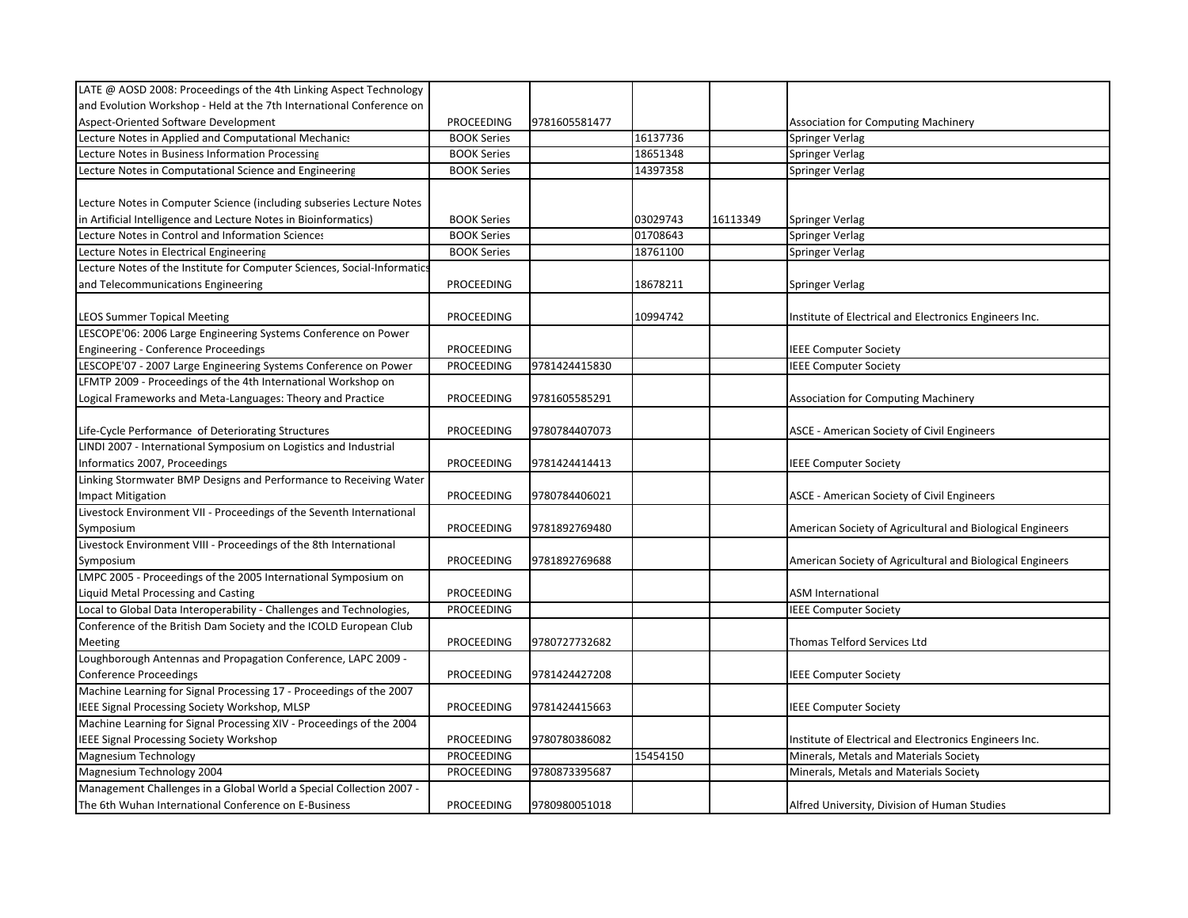| | | | | | |
|---|---|---|---|---|---|
| LATE @ AOSD 2008: Proceedings of the 4th Linking Aspect Technology and Evolution Workshop - Held at the 7th International Conference on Aspect-Oriented Software Development | PROCEEDING | 9781605581477 | | | Association for Computing Machinery |
| Lecture Notes in Applied and Computational Mechanics | BOOK Series | | 16137736 | | Springer Verlag |
| Lecture Notes in Business Information Processing | BOOK Series | | 18651348 | | Springer Verlag |
| Lecture Notes in Computational Science and Engineering | BOOK Series | | 14397358 | | Springer Verlag |
| Lecture Notes in Computer Science (including subseries Lecture Notes in Artificial Intelligence and Lecture Notes in Bioinformatics) | BOOK Series | | 03029743 | 16113349 | Springer Verlag |
| Lecture Notes in Control and Information Sciences | BOOK Series | | 01708643 | | Springer Verlag |
| Lecture Notes in Electrical Engineering | BOOK Series | | 18761100 | | Springer Verlag |
| Lecture Notes of the Institute for Computer Sciences, Social-Informatics and Telecommunications Engineering | PROCEEDING | | 18678211 | | Springer Verlag |
| LEOS Summer Topical Meeting | PROCEEDING | | 10994742 | | Institute of Electrical and Electronics Engineers Inc. |
| LESCOPE'06: 2006 Large Engineering Systems Conference on Power Engineering - Conference Proceedings | PROCEEDING | | | | IEEE Computer Society |
| LESCOPE'07 - 2007 Large Engineering Systems Conference on Power | PROCEEDING | 9781424415830 | | | IEEE Computer Society |
| LFMTP 2009 - Proceedings of the 4th International Workshop on Logical Frameworks and Meta-Languages: Theory and Practice | PROCEEDING | 9781605585291 | | | Association for Computing Machinery |
| Life-Cycle Performance of Deteriorating Structures | PROCEEDING | 9780784407073 | | | ASCE - American Society of Civil Engineers |
| LINDI 2007 - International Symposium on Logistics and Industrial Informatics 2007, Proceedings | PROCEEDING | 9781424414413 | | | IEEE Computer Society |
| Linking Stormwater BMP Designs and Performance to Receiving Water Impact Mitigation | PROCEEDING | 9780784406021 | | | ASCE - American Society of Civil Engineers |
| Livestock Environment VII - Proceedings of the Seventh International Symposium | PROCEEDING | 9781892769480 | | | American Society of Agricultural and Biological Engineers |
| Livestock Environment VIII - Proceedings of the 8th International Symposium | PROCEEDING | 9781892769688 | | | American Society of Agricultural and Biological Engineers |
| LMPC 2005 - Proceedings of the 2005 International Symposium on Liquid Metal Processing and Casting | PROCEEDING | | | | ASM International |
| Local to Global Data Interoperability - Challenges and Technologies, | PROCEEDING | | | | IEEE Computer Society |
| Conference of the British Dam Society and the ICOLD European Club Meeting | PROCEEDING | 9780727732682 | | | Thomas Telford Services Ltd |
| Loughborough Antennas and Propagation Conference, LAPC 2009 - Conference Proceedings | PROCEEDING | 9781424427208 | | | IEEE Computer Society |
| Machine Learning for Signal Processing 17 - Proceedings of the 2007 IEEE Signal Processing Society Workshop, MLSP | PROCEEDING | 9781424415663 | | | IEEE Computer Society |
| Machine Learning for Signal Processing XIV - Proceedings of the 2004 IEEE Signal Processing Society Workshop | PROCEEDING | 9780780386082 | | | Institute of Electrical and Electronics Engineers Inc. |
| Magnesium Technology | PROCEEDING | | 15454150 | | Minerals, Metals and Materials Society |
| Magnesium Technology 2004 | PROCEEDING | 9780873395687 | | | Minerals, Metals and Materials Society |
| Management Challenges in a Global World a Special Collection 2007 - The 6th Wuhan International Conference on E-Business | PROCEEDING | 9780980051018 | | | Alfred University, Division of Human Studies |